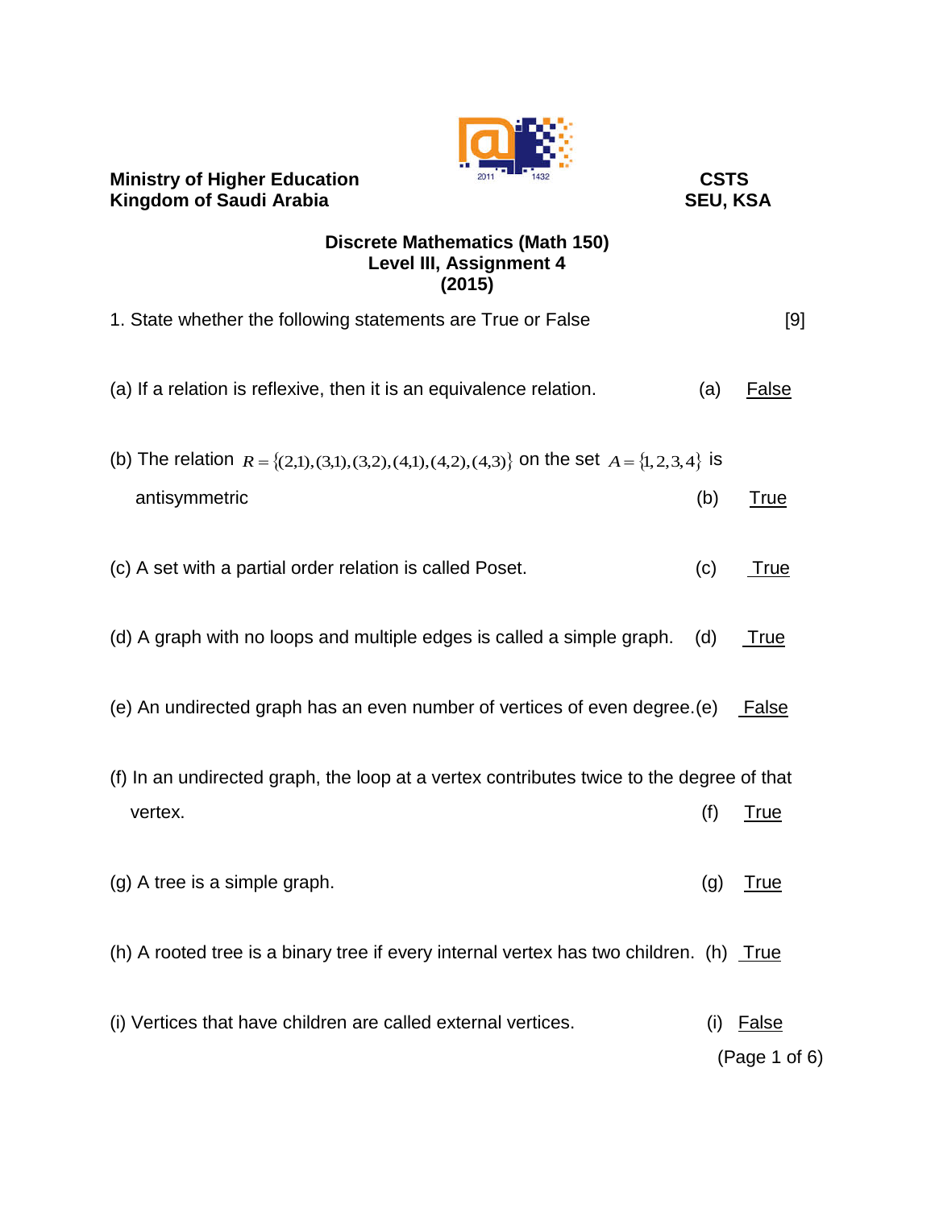**Ministry of Higher Education**
**Kingdom of Saudi Arabia**

**CSTS**
**SEU, KSA**

**Discrete Mathematics (Math 150)**
**Level III, Assignment 4**
**(2015)**

1. State whether the following statements are True or False [9]

(a) If a relation is reflexive, then it is an equivalence relation. (a) False

(b) The relation $R = \{(2,1),(3,1),(3,2),(4,1),(4,2),(4,3)\}$ on the set $A = \{1,2,3,4\}$ is antisymmetric (b) True

(c) A set with a partial order relation is called Poset. (c) True

(d) A graph with no loops and multiple edges is called a simple graph. (d) True

(e) An undirected graph has an even number of vertices of even degree. (e) False

(f) In an undirected graph, the loop at a vertex contributes twice to the degree of that vertex. (f) True

(g) A tree is a simple graph. (g) True

(h) A rooted tree is a binary tree if every internal vertex has two children. (h) True

(i) Vertices that have children are called external vertices. (i) False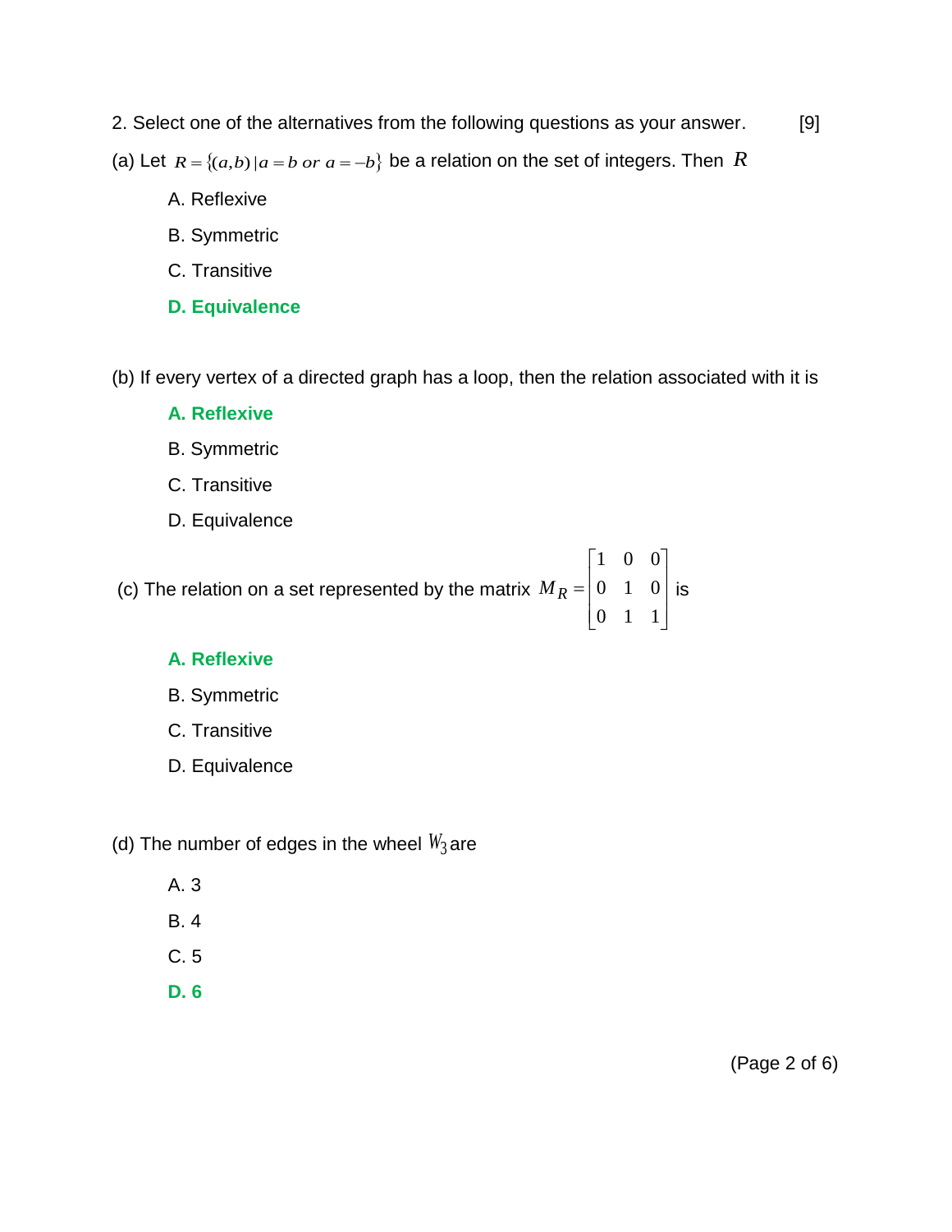2. Select one of the alternatives from the following questions as your answer. [9]

(a) Let $R = \{(a,b) \mid a = b \text{ or } a = -b\}$ be a relation on the set of integers. Then $R$

A. Reflexive

B. Symmetric

C. Transitive

**D. Equivalence**

(b) If every vertex of a directed graph has a loop, then the relation associated with it is

**A. Reflexive**

B. Symmetric

C. Transitive

D. Equivalence

(c) The relation on a set represented by the matrix $M_R = \begin{bmatrix} 1 & 0 & 0 \\ 0 & 1 & 0 \\ 0 & 1 & 1 \end{bmatrix}$ is

**A. Reflexive**

B. Symmetric

C. Transitive

D. Equivalence

(d) The number of edges in the wheel $W_3$ are

A. 3

B. 4

C. 5

**D. 6**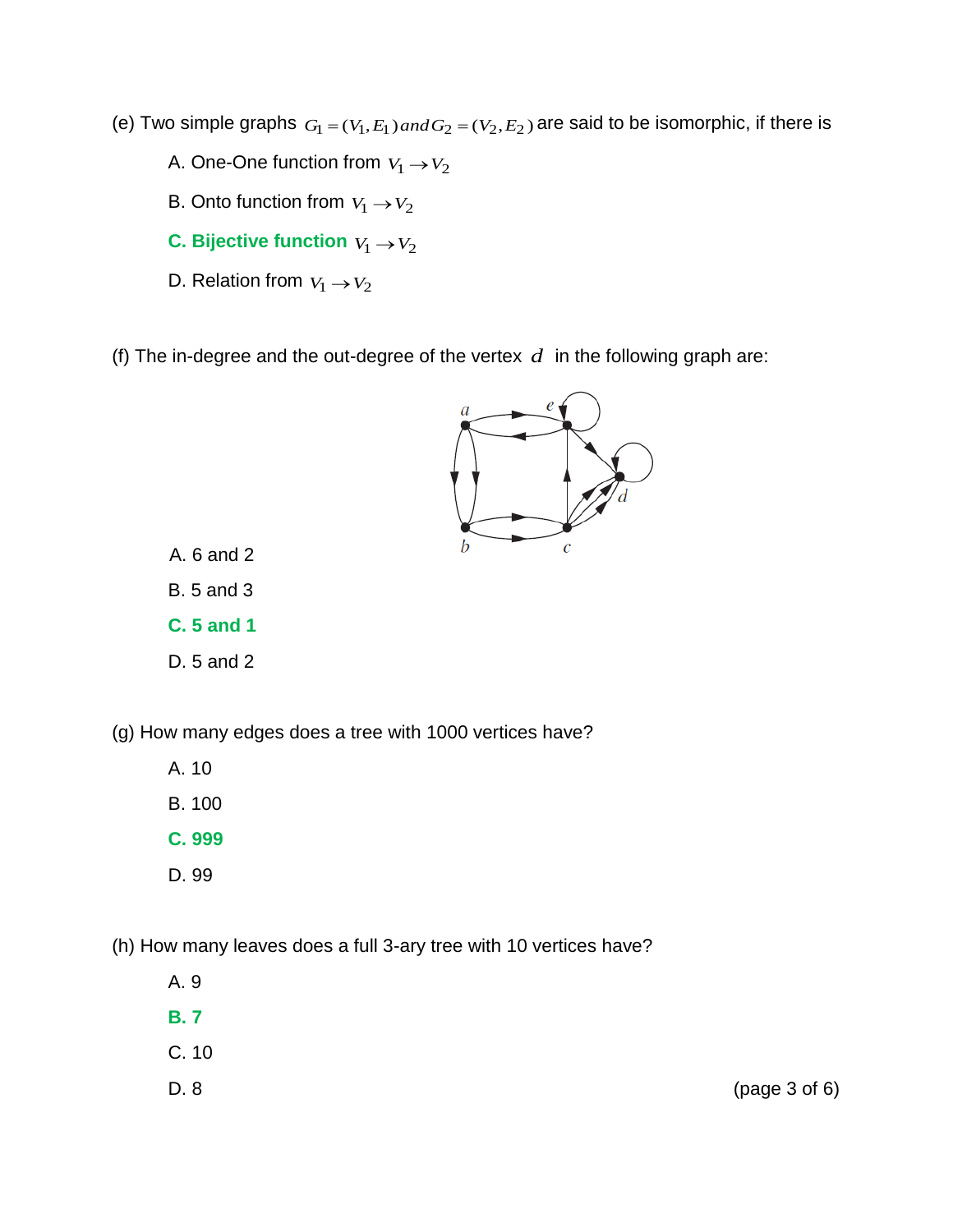(e) Two simple graphs $G_1 = (V_1, E_1)$ and $G_2 = (V_2, E_2)$ are said to be isomorphic, if there is

A. One-One function from $V_1 \rightarrow V_2$

B. Onto function from $V_1 \rightarrow V_2$

**C. Bijective function $V_1 \rightarrow V_2$**

D. Relation from $V_1 \rightarrow V_2$

(f) The in-degree and the out-degree of the vertex $d$ in the following graph are:

A. 6 and 2

B. 5 and 3

**C. 5 and 1**

D. 5 and 2

(g) How many edges does a tree with 1000 vertices have?

A. 10

B. 100

**C. 999**

D. 99

(h) How many leaves does a full 3-ary tree with 10 vertices have?

A. 9

**B. 7**

C. 10

D. 8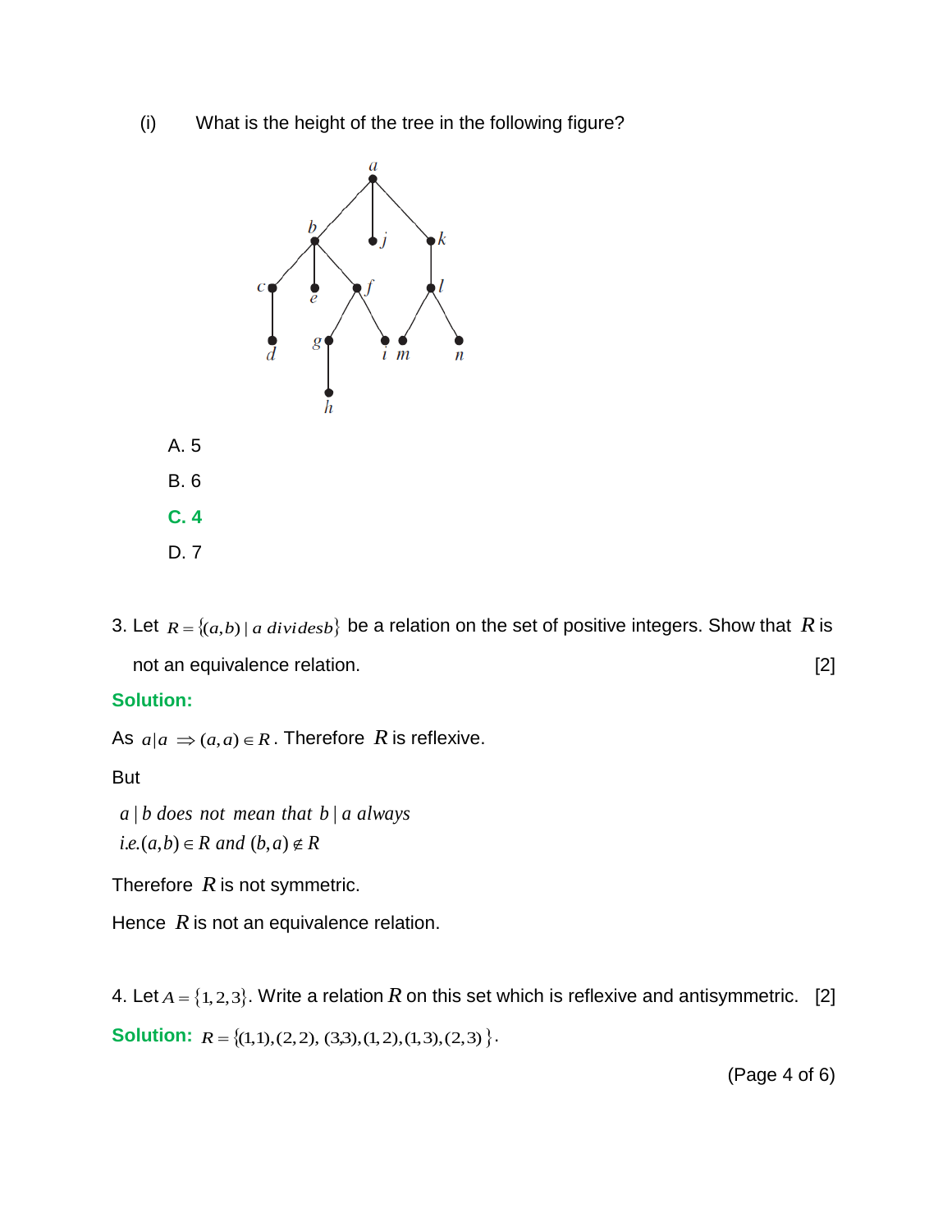(i) What is the height of the tree in the following figure?

A. 5

B. 6

**C. 4**

D. 7

3. Let $R = \{(a,b) \mid a \text{ divides} b\}$ be a relation on the set of positive integers. Show that $R$ is not an equivalence relation. [2]

**Solution:**

As $a|a \Rightarrow (a,a) \in R$. Therefore $R$ is reflexive.

But

$$a \mid b \text{ does not mean that } b \mid a \text{ always}$$
$$i.e. (a,b) \in R \text{ and } (b,a) \notin R$$

Therefore $R$ is not symmetric.

Hence $R$ is not an equivalence relation.

4. Let $A = \{1, 2, 3\}$. Write a relation $R$ on this set which is reflexive and antisymmetric. [2]

**Solution:** $R = \{(1,1),(2,2),(3,3),(1,2),(1,3),(2,3)\}$.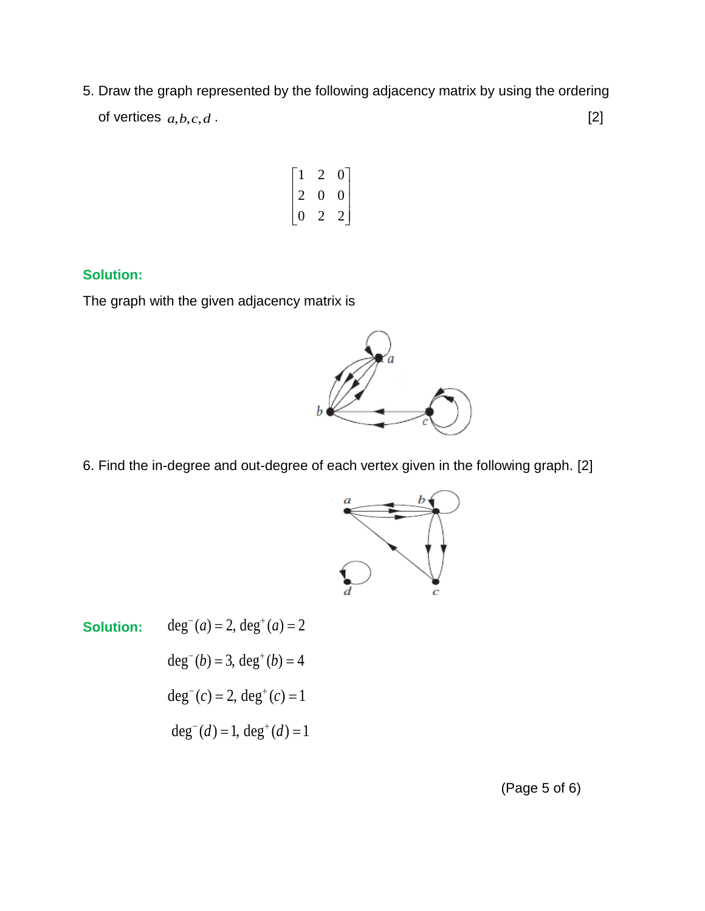5. Draw the graph represented by the following adjacency matrix by using the ordering of vertices $a, b, c, d$ . [2]

$$\begin{bmatrix} 1 & 2 & 0 \\ 2 & 0 & 0 \\ 0 & 2 & 2 \end{bmatrix}$$

**Solution:**

The graph with the given adjacency matrix is

6. Find the in-degree and out-degree of each vertex given in the following graph. [2]

**Solution:**

$$\deg^{-}(a) = 2, \ \deg^{+}(a) = 2$$

$$\deg^{-}(b) = 3, \ \deg^{+}(b) = 4$$

$$\deg^{-}(c) = 2, \ \deg^{+}(c) = 1$$

$$\deg^{-}(d) = 1, \ \deg^{+}(d) = 1$$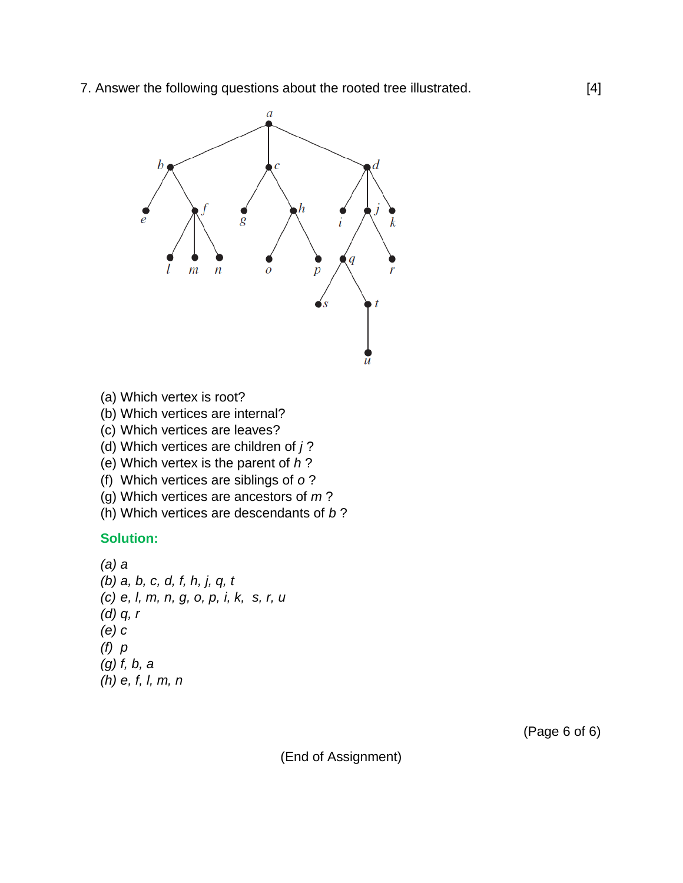7. Answer the following questions about the rooted tree illustrated. [4]

a
b c d
e f g h i j k
l m n o p q r
s t
u

(a) Which vertex is root?
(b) Which vertices are internal?
(c) Which vertices are leaves?
(d) Which vertices are children of *j* ?
(e) Which vertex is the parent of *h* ?
(f) Which vertices are siblings of *o* ?
(g) Which vertices are ancestors of *m* ?
(h) Which vertices are descendants of *b* ?

**Solution:**

*(a) a*
*(b) a, b, c, d, f, h, j, q, t*
*(c) e, l, m, n, g, o, p, i, k, s, r, u*
*(d) q, r*
*(e) c*
*(f) p*
*(g) f, b, a*
*(h) e, f, l, m, n*

(End of Assignment)